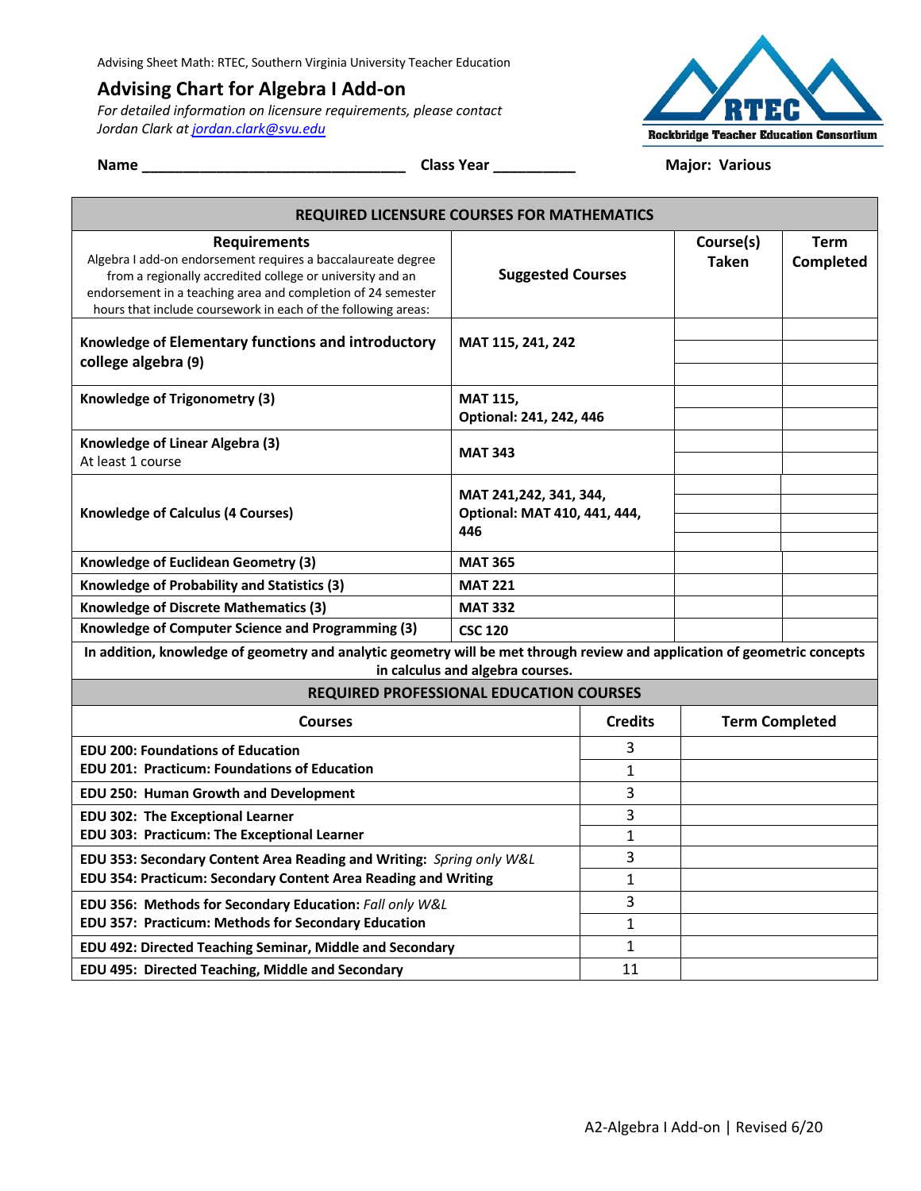Advising Sheet Math: RTEC, Southern Virginia University Teacher Education

# Advising Chart for Algebra I Add-on

*For detailed information on licensure requirements, please contact Jordan Clark at jordan.clark@svu.edu*

**Name** ________________________________ **Class Year** __________ **Major: Various**

| REQUIRED LICENSURE COURSES FOR MATHEMATICS | | | |
|---|---|---|---|
| **Requirements**<br>Algebra I add-on endorsement requires a baccalaureate degree from a regionally accredited college or university and an endorsement in a teaching area and completion of 24 semester hours that include coursework in each of the following areas: | **Suggested Courses** | **Course(s) Taken** | **Term Completed** |
| **Knowledge of Elementary functions and introductory college algebra (9)** | **MAT 115, 241, 242** | | |
| **Knowledge of Trigonometry (3)** | **MAT 115,**<br>**Optional: 241, 242, 446** | | |
| **Knowledge of Linear Algebra (3)**<br>At least 1 course | **MAT 343** | | |
| **Knowledge of Calculus (4 Courses)** | **MAT 241,242, 341, 344,**<br>**Optional: MAT 410, 441, 444, 446** | | |
| **Knowledge of Euclidean Geometry (3)** | **MAT 365** | | |
| **Knowledge of Probability and Statistics (3)** | **MAT 221** | | |
| **Knowledge of Discrete Mathematics (3)** | **MAT 332** | | |
| **Knowledge of Computer Science and Programming (3)** | **CSC 120** | | |

**In addition, knowledge of geometry and analytic geometry will be met through review and application of geometric concepts in calculus and algebra courses.**

| REQUIRED PROFESSIONAL EDUCATION COURSES | | |
|---|---|---|
| **Courses** | **Credits** | **Term Completed** |
| **EDU 200: Foundations of Education** | 3 | |
| **EDU 201: Practicum: Foundations of Education** | 1 | |
| **EDU 250: Human Growth and Development** | 3 | |
| **EDU 302: The Exceptional Learner** | 3 | |
| **EDU 303: Practicum: The Exceptional Learner** | 1 | |
| **EDU 353: Secondary Content Area Reading and Writing:** *Spring only W&L* | 3 | |
| **EDU 354: Practicum: Secondary Content Area Reading and Writing** | 1 | |
| **EDU 356: Methods for Secondary Education:** *Fall only W&L* | 3 | |
| **EDU 357: Practicum: Methods for Secondary Education** | 1 | |
| **EDU 492: Directed Teaching Seminar, Middle and Secondary** | 1 | |
| **EDU 495: Directed Teaching, Middle and Secondary** | 11 | |

A2-Algebra I Add-on | Revised 6/20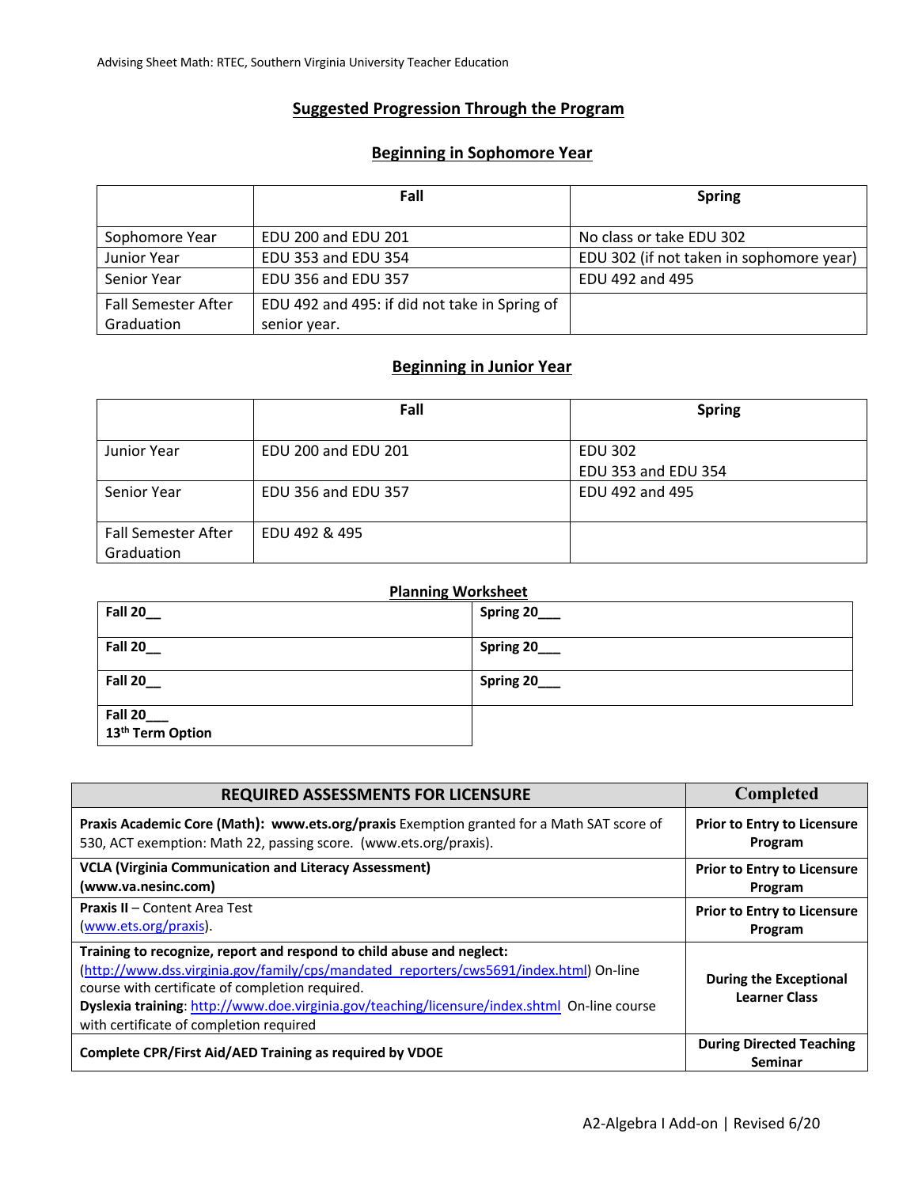## Suggested Progression Through the Program

### Beginning in Sophomore Year

| | Fall | Spring |
|---|---|---|
| Sophomore Year | EDU 200 and EDU 201 | No class or take EDU 302 |
| Junior Year | EDU 353 and EDU 354 | EDU 302 (if not taken in sophomore year) |
| Senior Year | EDU 356 and EDU 357 | EDU 492 and 495 |
| Fall Semester After Graduation | EDU 492 and 495: if did not take in Spring of senior year. | |

### Beginning in Junior Year

| | Fall | Spring |
|---|---|---|
| Junior Year | EDU 200 and EDU 201 | EDU 302<br>EDU 353 and EDU 354 |
| Senior Year | EDU 356 and EDU 357 | EDU 492 and 495 |
| Fall Semester After Graduation | EDU 492 & 495 | |

### Planning Worksheet

| | |
|---|---|
| **Fall 20__** | **Spring 20___** |
| **Fall 20__** | **Spring 20___** |
| **Fall 20__** | **Spring 20___** |
| **Fall 20___**<br>**13th Term Option** | |

| REQUIRED ASSESSMENTS FOR LICENSURE | Completed |
|---|---|
| **Praxis Academic Core (Math): www.ets.org/praxis** Exemption granted for a Math SAT score of 530, ACT exemption: Math 22, passing score. (www.ets.org/praxis). | **Prior to Entry to Licensure Program** |
| **VCLA (Virginia Communication and Literacy Assessment) (www.va.nesinc.com)** | **Prior to Entry to Licensure Program** |
| **Praxis II** – Content Area Test (www.ets.org/praxis). | **Prior to Entry to Licensure Program** |
| **Training to recognize, report and respond to child abuse and neglect:** (http://www.dss.virginia.gov/family/cps/mandated_reporters/cws5691/index.html) On-line course with certificate of completion required.<br>**Dyslexia training**: http://www.doe.virginia.gov/teaching/licensure/index.shtml On-line course with certificate of completion required | **During the Exceptional Learner Class** |
| **Complete CPR/First Aid/AED Training as required by VDOE** | **During Directed Teaching Seminar** |